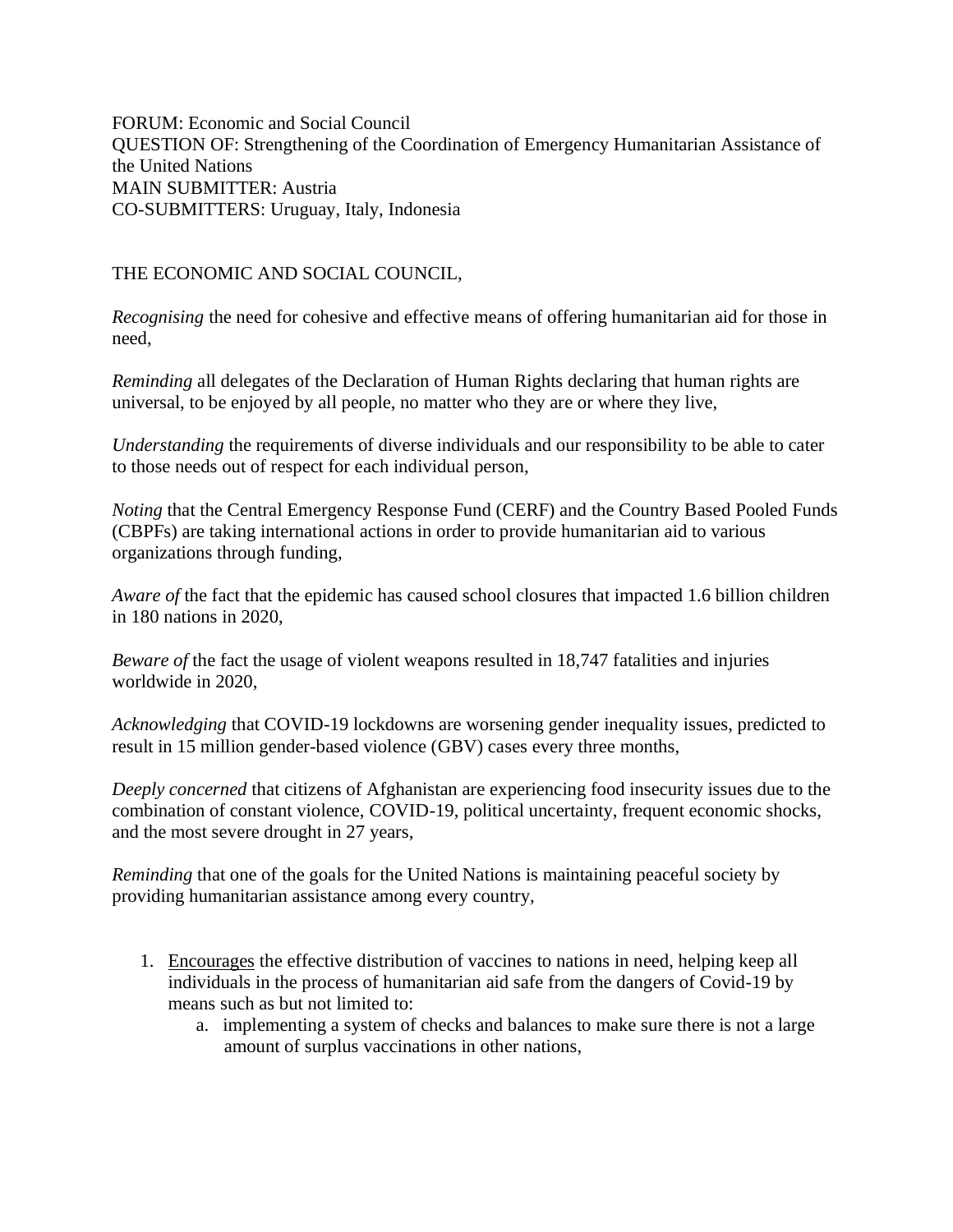FORUM: Economic and Social Council
QUESTION OF: Strengthening of the Coordination of Emergency Humanitarian Assistance of the United Nations
MAIN SUBMITTER: Austria
CO-SUBMITTERS: Uruguay, Italy, Indonesia

THE ECONOMIC AND SOCIAL COUNCIL,

*Recognising* the need for cohesive and effective means of offering humanitarian aid for those in need,

*Reminding* all delegates of the Declaration of Human Rights declaring that human rights are universal, to be enjoyed by all people, no matter who they are or where they live,

*Understanding* the requirements of diverse individuals and our responsibility to be able to cater to those needs out of respect for each individual person,

*Noting* that the Central Emergency Response Fund (CERF) and the Country Based Pooled Funds (CBPFs) are taking international actions in order to provide humanitarian aid to various organizations through funding,

*Aware of* the fact that the epidemic has caused school closures that impacted 1.6 billion children in 180 nations in 2020,

*Beware of* the fact the usage of violent weapons resulted in 18,747 fatalities and injuries worldwide in 2020,

*Acknowledging* that COVID-19 lockdowns are worsening gender inequality issues, predicted to result in 15 million gender-based violence (GBV) cases every three months,

*Deeply concerned* that citizens of Afghanistan are experiencing food insecurity issues due to the combination of constant violence, COVID-19, political uncertainty, frequent economic shocks, and the most severe drought in 27 years,

*Reminding* that one of the goals for the United Nations is maintaining peaceful society by providing humanitarian assistance among every country,

1. <u>Encourages</u> the effective distribution of vaccines to nations in need, helping keep all individuals in the process of humanitarian aid safe from the dangers of Covid-19 by means such as but not limited to:
    a. implementing a system of checks and balances to make sure there is not a large amount of surplus vaccinations in other nations,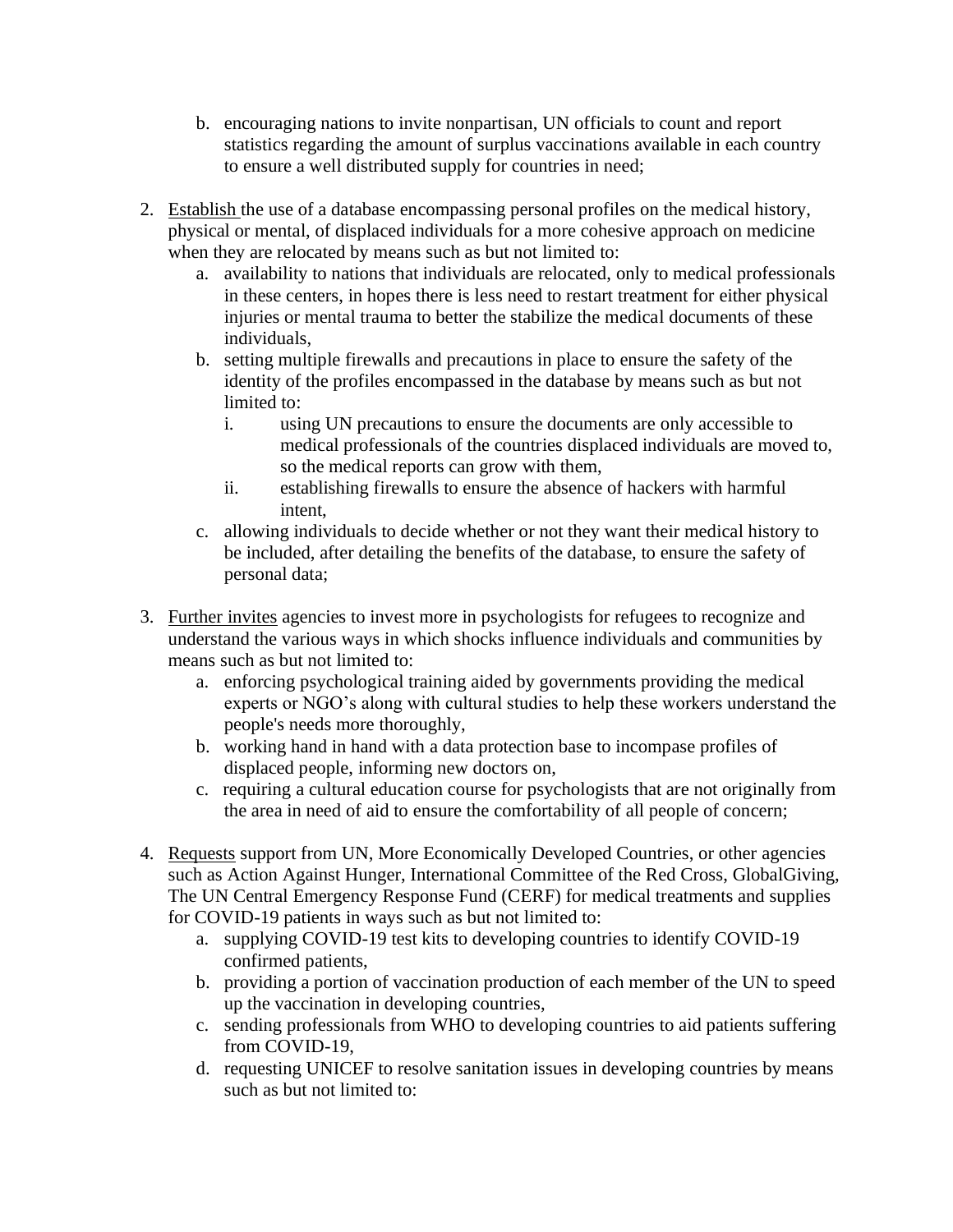b. encouraging nations to invite nonpartisan, UN officials to count and report statistics regarding the amount of surplus vaccinations available in each country to ensure a well distributed supply for countries in need;

2. <u>Establish</u> the use of a database encompassing personal profiles on the medical history, physical or mental, of displaced individuals for a more cohesive approach on medicine when they are relocated by means such as but not limited to:
   a. availability to nations that individuals are relocated, only to medical professionals in these centers, in hopes there is less need to restart treatment for either physical injuries or mental trauma to better the stabilize the medical documents of these individuals,
   b. setting multiple firewalls and precautions in place to ensure the safety of the identity of the profiles encompassed in the database by means such as but not limited to:
      i. using UN precautions to ensure the documents are only accessible to medical professionals of the countries displaced individuals are moved to, so the medical reports can grow with them,
      ii. establishing firewalls to ensure the absence of hackers with harmful intent,
   c. allowing individuals to decide whether or not they want their medical history to be included, after detailing the benefits of the database, to ensure the safety of personal data;

3. <u>Further invites</u> agencies to invest more in psychologists for refugees to recognize and understand the various ways in which shocks influence individuals and communities by means such as but not limited to:
   a. enforcing psychological training aided by governments providing the medical experts or NGO's along with cultural studies to help these workers understand the people's needs more thoroughly,
   b. working hand in hand with a data protection base to incompase profiles of displaced people, informing new doctors on,
   c. requiring a cultural education course for psychologists that are not originally from the area in need of aid to ensure the comfortability of all people of concern;

4. <u>Requests</u> support from UN, More Economically Developed Countries, or other agencies such as Action Against Hunger, International Committee of the Red Cross, GlobalGiving, The UN Central Emergency Response Fund (CERF) for medical treatments and supplies for COVID-19 patients in ways such as but not limited to:
   a. supplying COVID-19 test kits to developing countries to identify COVID-19 confirmed patients,
   b. providing a portion of vaccination production of each member of the UN to speed up the vaccination in developing countries,
   c. sending professionals from WHO to developing countries to aid patients suffering from COVID-19,
   d. requesting UNICEF to resolve sanitation issues in developing countries by means such as but not limited to: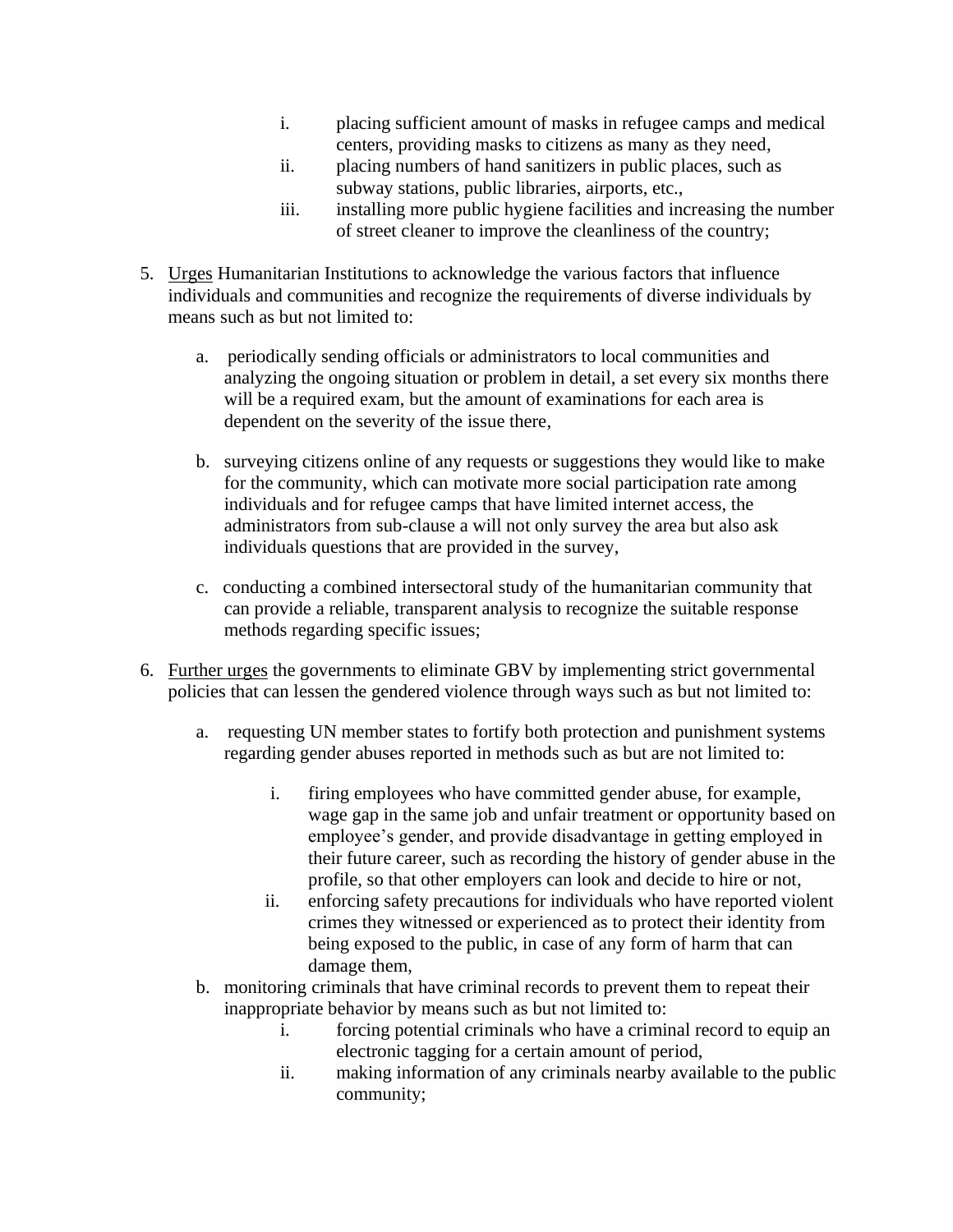i. placing sufficient amount of masks in refugee camps and medical centers, providing masks to citizens as many as they need,
   ii. placing numbers of hand sanitizers in public places, such as subway stations, public libraries, airports, etc.,
   iii. installing more public hygiene facilities and increasing the number of street cleaner to improve the cleanliness of the country;

5. <u>Urges</u> Humanitarian Institutions to acknowledge the various factors that influence individuals and communities and recognize the requirements of diverse individuals by means such as but not limited to:

   a. periodically sending officials or administrators to local communities and analyzing the ongoing situation or problem in detail, a set every six months there will be a required exam, but the amount of examinations for each area is dependent on the severity of the issue there,

   b. surveying citizens online of any requests or suggestions they would like to make for the community, which can motivate more social participation rate among individuals and for refugee camps that have limited internet access, the administrators from sub-clause a will not only survey the area but also ask individuals questions that are provided in the survey,

   c. conducting a combined intersectoral study of the humanitarian community that can provide a reliable, transparent analysis to recognize the suitable response methods regarding specific issues;

6. <u>Further urges</u> the governments to eliminate GBV by implementing strict governmental policies that can lessen the gendered violence through ways such as but not limited to:

   a. requesting UN member states to fortify both protection and punishment systems regarding gender abuses reported in methods such as but are not limited to:

      i. firing employees who have committed gender abuse, for example, wage gap in the same job and unfair treatment or opportunity based on employee's gender, and provide disadvantage in getting employed in their future career, such as recording the history of gender abuse in the profile, so that other employers can look and decide to hire or not,
      ii. enforcing safety precautions for individuals who have reported violent crimes they witnessed or experienced as to protect their identity from being exposed to the public, in case of any form of harm that can damage them,

   b. monitoring criminals that have criminal records to prevent them to repeat their inappropriate behavior by means such as but not limited to:
      i. forcing potential criminals who have a criminal record to equip an electronic tagging for a certain amount of period,
      ii. making information of any criminals nearby available to the public community;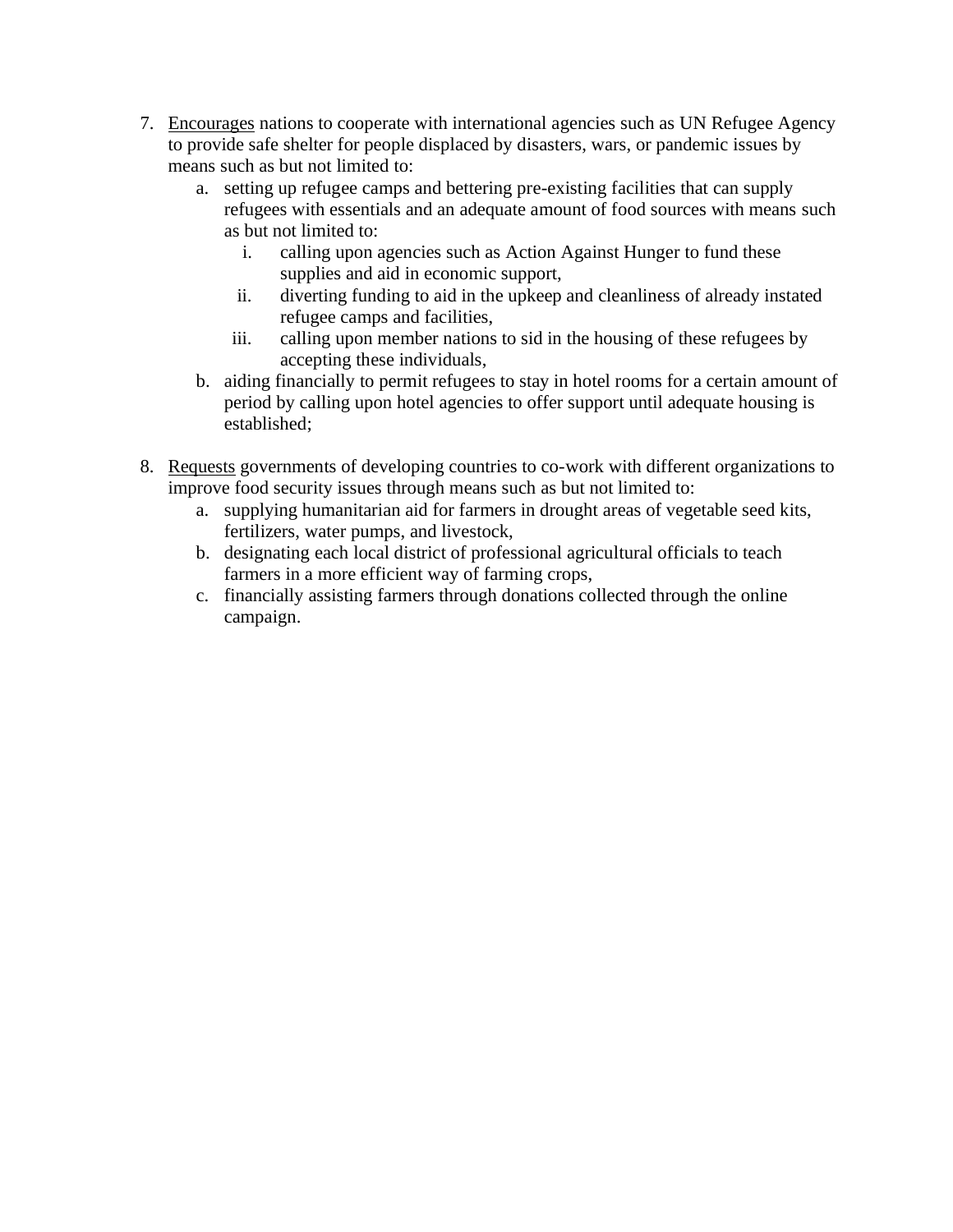7. <u>Encourages</u> nations to cooperate with international agencies such as UN Refugee Agency to provide safe shelter for people displaced by disasters, wars, or pandemic issues by means such as but not limited to:
    a. setting up refugee camps and bettering pre-existing facilities that can supply refugees with essentials and an adequate amount of food sources with means such as but not limited to:
        i. calling upon agencies such as Action Against Hunger to fund these supplies and aid in economic support,
        ii. diverting funding to aid in the upkeep and cleanliness of already instated refugee camps and facilities,
        iii. calling upon member nations to sid in the housing of these refugees by accepting these individuals,
    b. aiding financially to permit refugees to stay in hotel rooms for a certain amount of period by calling upon hotel agencies to offer support until adequate housing is established;

8. <u>Requests</u> governments of developing countries to co-work with different organizations to improve food security issues through means such as but not limited to:
    a. supplying humanitarian aid for farmers in drought areas of vegetable seed kits, fertilizers, water pumps, and livestock,
    b. designating each local district of professional agricultural officials to teach farmers in a more efficient way of farming crops,
    c. financially assisting farmers through donations collected through the online campaign.